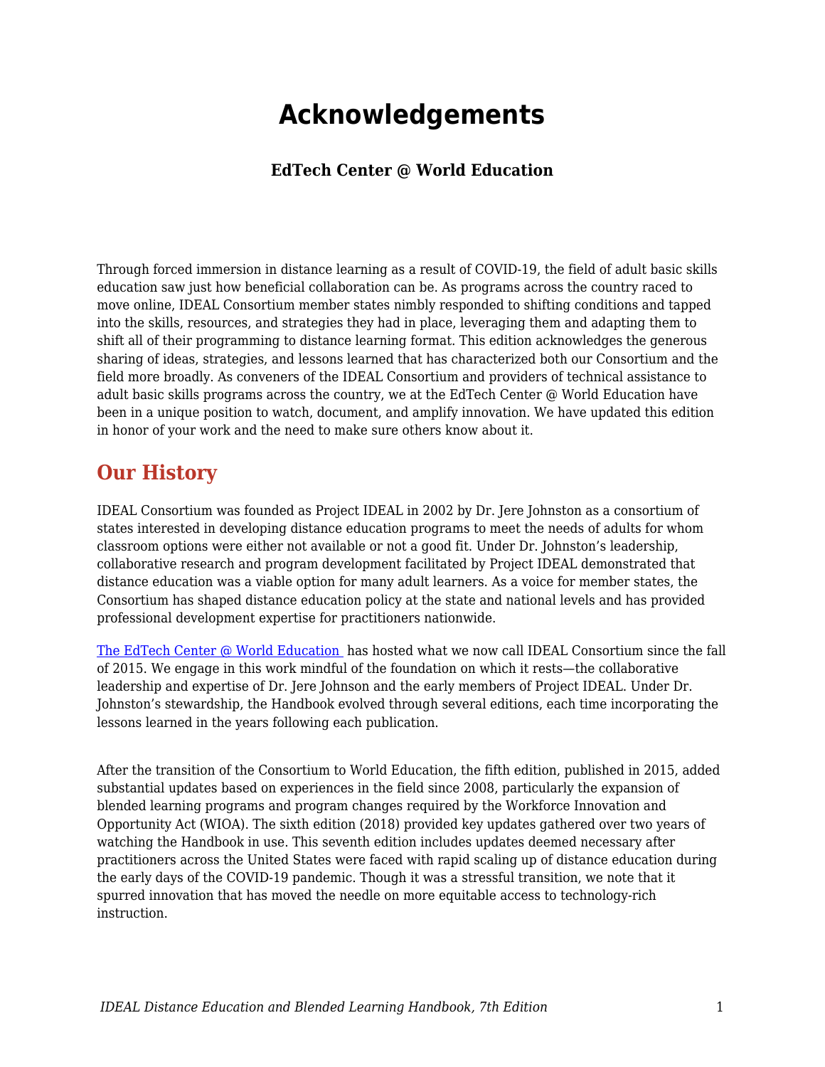# Acknowledgements

### EdTech Center @ World Education

Through forced immersion in distance learning as a result of COVID-19, the field of adult basic skills education saw just how beneficial collaboration can be. As programs across the country raced to move online, IDEAL Consortium member states nimbly responded to shifting conditions and tapped into the skills, resources, and strategies they had in place, leveraging them and adapting them to shift all of their programming to distance learning format. This edition acknowledges the generous sharing of ideas, strategies, and lessons learned that has characterized both our Consortium and the field more broadly. As conveners of the IDEAL Consortium and providers of technical assistance to adult basic skills programs across the country, we at the EdTech Center @ World Education have been in a unique position to watch, document, and amplify innovation. We have updated this edition in honor of your work and the need to make sure others know about it.

## Our History

IDEAL Consortium was founded as Project IDEAL in 2002 by Dr. Jere Johnston as a consortium of states interested in developing distance education programs to meet the needs of adults for whom classroom options were either not available or not a good fit. Under Dr. Johnston's leadership, collaborative research and program development facilitated by Project IDEAL demonstrated that distance education was a viable option for many adult learners. As a voice for member states, the Consortium has shaped distance education policy at the state and national levels and has provided professional development expertise for practitioners nationwide.

The EdTech Center @ World Education has hosted what we now call IDEAL Consortium since the fall of 2015. We engage in this work mindful of the foundation on which it rests—the collaborative leadership and expertise of Dr. Jere Johnson and the early members of Project IDEAL. Under Dr. Johnston's stewardship, the Handbook evolved through several editions, each time incorporating the lessons learned in the years following each publication.

After the transition of the Consortium to World Education, the fifth edition, published in 2015, added substantial updates based on experiences in the field since 2008, particularly the expansion of blended learning programs and program changes required by the Workforce Innovation and Opportunity Act (WIOA). The sixth edition (2018) provided key updates gathered over two years of watching the Handbook in use. This seventh edition includes updates deemed necessary after practitioners across the United States were faced with rapid scaling up of distance education during the early days of the COVID-19 pandemic. Though it was a stressful transition, we note that it spurred innovation that has moved the needle on more equitable access to technology-rich instruction.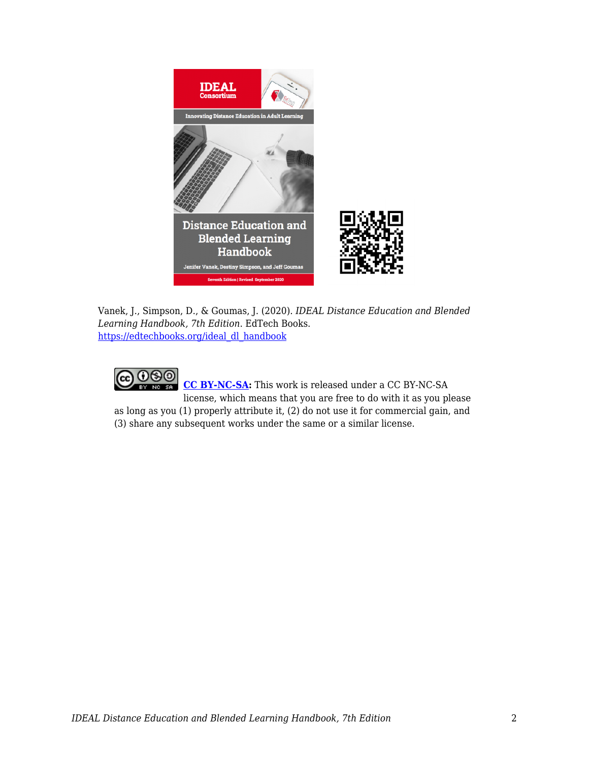Vanek, J., Simpson, D., & Goumas, J. (2020). *IDEAL Distance Education and Blended Learning Handbook, 7th Edition*. EdTech Books. https://edtechbooks.org/ideal_dl_handbook

**CC BY-NC-SA:** This work is released under a CC BY-NC-SA license, which means that you are free to do with it as you please as long as you (1) properly attribute it, (2) do not use it for commercial gain, and (3) share any subsequent works under the same or a similar license.